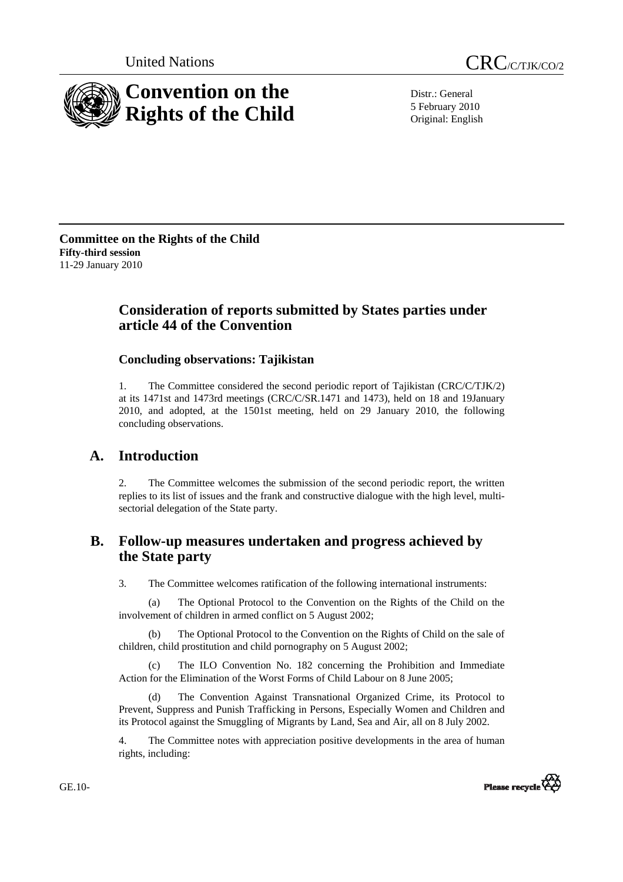United Nations

CRC/C/TJK/CO/2

# Convention on the Rights of the Child

Distr.: General
5 February 2010
Original: English

**Committee on the Rights of the Child**
**Fifty-third session**
11-29 January 2010

## Consideration of reports submitted by States parties under article 44 of the Convention

### Concluding observations: Tajikistan

1. The Committee considered the second periodic report of Tajikistan (CRC/C/TJK/2) at its 1471st and 1473rd meetings (CRC/C/SR.1471 and 1473), held on 18 and 19January 2010, and adopted, at the 1501st meeting, held on 29 January 2010, the following concluding observations.

## A. Introduction

2. The Committee welcomes the submission of the second periodic report, the written replies to its list of issues and the frank and constructive dialogue with the high level, multi-sectorial delegation of the State party.

## B. Follow-up measures undertaken and progress achieved by the State party

3. The Committee welcomes ratification of the following international instruments:

(a) The Optional Protocol to the Convention on the Rights of the Child on the involvement of children in armed conflict on 5 August 2002;

(b) The Optional Protocol to the Convention on the Rights of Child on the sale of children, child prostitution and child pornography on 5 August 2002;

(c) The ILO Convention No. 182 concerning the Prohibition and Immediate Action for the Elimination of the Worst Forms of Child Labour on 8 June 2005;

(d) The Convention Against Transnational Organized Crime, its Protocol to Prevent, Suppress and Punish Trafficking in Persons, Especially Women and Children and its Protocol against the Smuggling of Migrants by Land, Sea and Air, all on 8 July 2002.

4. The Committee notes with appreciation positive developments in the area of human rights, including: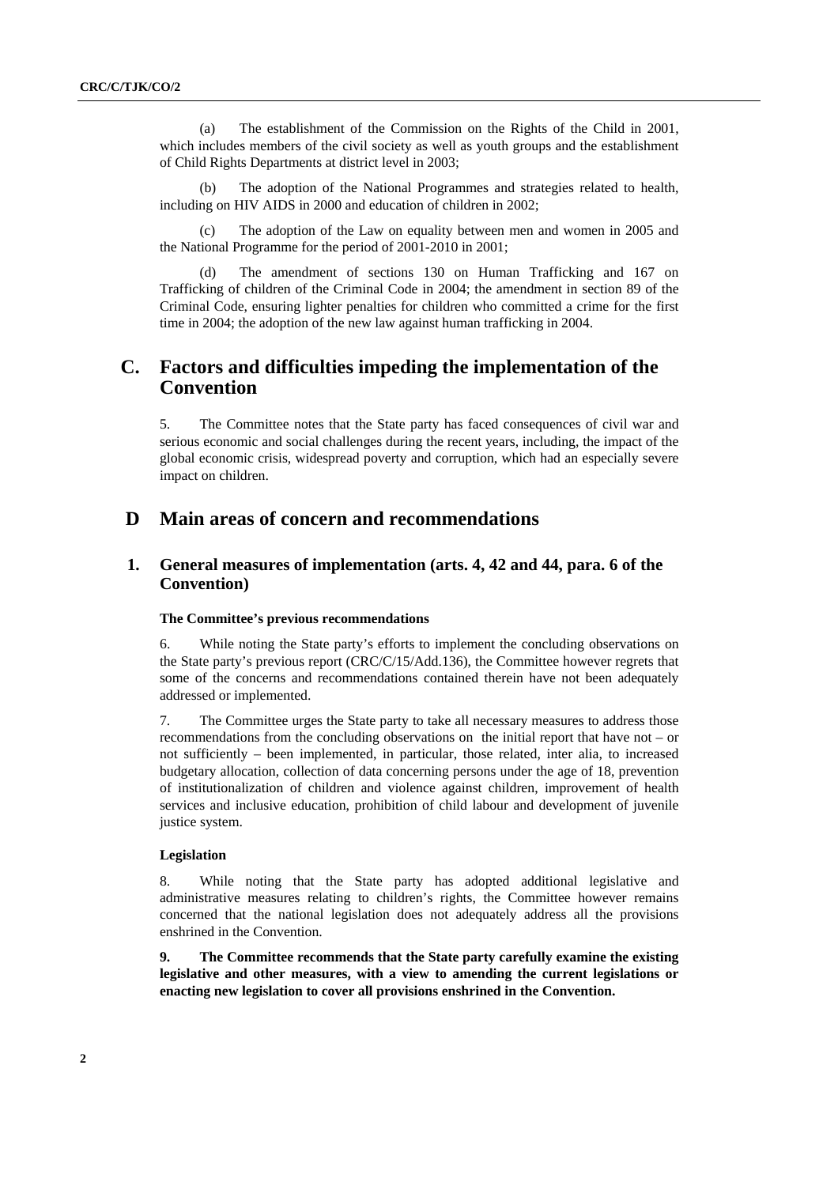(a) The establishment of the Commission on the Rights of the Child in 2001, which includes members of the civil society as well as youth groups and the establishment of Child Rights Departments at district level in 2003;

(b) The adoption of the National Programmes and strategies related to health, including on HIV AIDS in 2000 and education of children in 2002;

(c) The adoption of the Law on equality between men and women in 2005 and the National Programme for the period of 2001-2010 in 2001;

(d) The amendment of sections 130 on Human Trafficking and 167 on Trafficking of children of the Criminal Code in 2004; the amendment in section 89 of the Criminal Code, ensuring lighter penalties for children who committed a crime for the first time in 2004; the adoption of the new law against human trafficking in 2004.

## C. Factors and difficulties impeding the implementation of the Convention

5. The Committee notes that the State party has faced consequences of civil war and serious economic and social challenges during the recent years, including, the impact of the global economic crisis, widespread poverty and corruption, which had an especially severe impact on children.

## D Main areas of concern and recommendations

### 1. General measures of implementation (arts. 4, 42 and 44, para. 6 of the Convention)

#### The Committee's previous recommendations

6. While noting the State party's efforts to implement the concluding observations on the State party's previous report (CRC/C/15/Add.136), the Committee however regrets that some of the concerns and recommendations contained therein have not been adequately addressed or implemented.

7. The Committee urges the State party to take all necessary measures to address those recommendations from the concluding observations on the initial report that have not – or not sufficiently – been implemented, in particular, those related, inter alia, to increased budgetary allocation, collection of data concerning persons under the age of 18, prevention of institutionalization of children and violence against children, improvement of health services and inclusive education, prohibition of child labour and development of juvenile justice system.

#### Legislation

8. While noting that the State party has adopted additional legislative and administrative measures relating to children's rights, the Committee however remains concerned that the national legislation does not adequately address all the provisions enshrined in the Convention.

**9. The Committee recommends that the State party carefully examine the existing legislative and other measures, with a view to amending the current legislations or enacting new legislation to cover all provisions enshrined in the Convention.**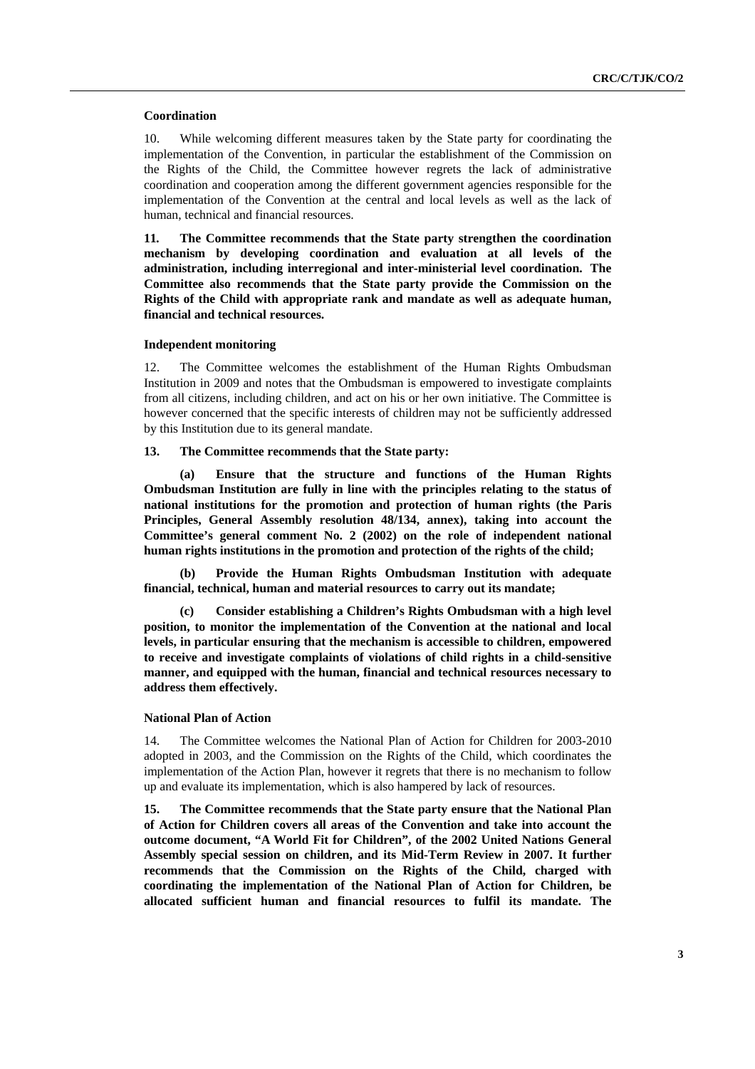### Coordination

10. While welcoming different measures taken by the State party for coordinating the implementation of the Convention, in particular the establishment of the Commission on the Rights of the Child, the Committee however regrets the lack of administrative coordination and cooperation among the different government agencies responsible for the implementation of the Convention at the central and local levels as well as the lack of human, technical and financial resources.

**11. The Committee recommends that the State party strengthen the coordination mechanism by developing coordination and evaluation at all levels of the administration, including interregional and inter-ministerial level coordination. The Committee also recommends that the State party provide the Commission on the Rights of the Child with appropriate rank and mandate as well as adequate human, financial and technical resources.**

### Independent monitoring

12. The Committee welcomes the establishment of the Human Rights Ombudsman Institution in 2009 and notes that the Ombudsman is empowered to investigate complaints from all citizens, including children, and act on his or her own initiative. The Committee is however concerned that the specific interests of children may not be sufficiently addressed by this Institution due to its general mandate.

**13. The Committee recommends that the State party:**

**(a) Ensure that the structure and functions of the Human Rights Ombudsman Institution are fully in line with the principles relating to the status of national institutions for the promotion and protection of human rights (the Paris Principles, General Assembly resolution 48/134, annex), taking into account the Committee's general comment No. 2 (2002) on the role of independent national human rights institutions in the promotion and protection of the rights of the child;**

**(b) Provide the Human Rights Ombudsman Institution with adequate financial, technical, human and material resources to carry out its mandate;**

**(c) Consider establishing a Children's Rights Ombudsman with a high level position, to monitor the implementation of the Convention at the national and local levels, in particular ensuring that the mechanism is accessible to children, empowered to receive and investigate complaints of violations of child rights in a child-sensitive manner, and equipped with the human, financial and technical resources necessary to address them effectively.**

### National Plan of Action

14. The Committee welcomes the National Plan of Action for Children for 2003-2010 adopted in 2003, and the Commission on the Rights of the Child, which coordinates the implementation of the Action Plan, however it regrets that there is no mechanism to follow up and evaluate its implementation, which is also hampered by lack of resources.

**15. The Committee recommends that the State party ensure that the National Plan of Action for Children covers all areas of the Convention and take into account the outcome document, "A World Fit for Children", of the 2002 United Nations General Assembly special session on children, and its Mid-Term Review in 2007. It further recommends that the Commission on the Rights of the Child, charged with coordinating the implementation of the National Plan of Action for Children, be allocated sufficient human and financial resources to fulfil its mandate. The**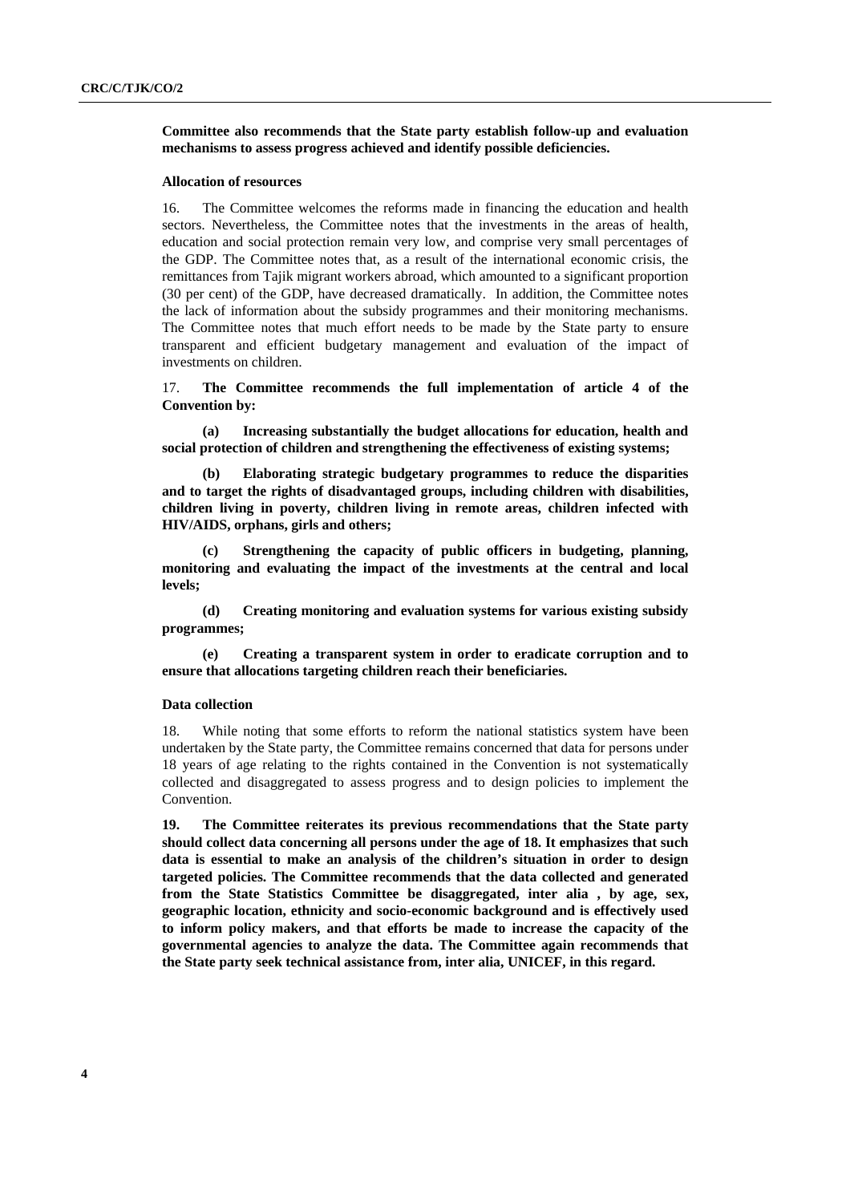**Committee also recommends that the State party establish follow-up and evaluation mechanisms to assess progress achieved and identify possible deficiencies.**

#### Allocation of resources

16. The Committee welcomes the reforms made in financing the education and health sectors. Nevertheless, the Committee notes that the investments in the areas of health, education and social protection remain very low, and comprise very small percentages of the GDP. The Committee notes that, as a result of the international economic crisis, the remittances from Tajik migrant workers abroad, which amounted to a significant proportion (30 per cent) of the GDP, have decreased dramatically. In addition, the Committee notes the lack of information about the subsidy programmes and their monitoring mechanisms. The Committee notes that much effort needs to be made by the State party to ensure transparent and efficient budgetary management and evaluation of the impact of investments on children.

17. **The Committee recommends the full implementation of article 4 of the Convention by:**

**(a) Increasing substantially the budget allocations for education, health and social protection of children and strengthening the effectiveness of existing systems;**

**(b) Elaborating strategic budgetary programmes to reduce the disparities and to target the rights of disadvantaged groups, including children with disabilities, children living in poverty, children living in remote areas, children infected with HIV/AIDS, orphans, girls and others;**

**(c) Strengthening the capacity of public officers in budgeting, planning, monitoring and evaluating the impact of the investments at the central and local levels;**

**(d) Creating monitoring and evaluation systems for various existing subsidy programmes;**

**(e) Creating a transparent system in order to eradicate corruption and to ensure that allocations targeting children reach their beneficiaries.**

#### Data collection

18. While noting that some efforts to reform the national statistics system have been undertaken by the State party, the Committee remains concerned that data for persons under 18 years of age relating to the rights contained in the Convention is not systematically collected and disaggregated to assess progress and to design policies to implement the Convention.

**19. The Committee reiterates its previous recommendations that the State party should collect data concerning all persons under the age of 18. It emphasizes that such data is essential to make an analysis of the children's situation in order to design targeted policies. The Committee recommends that the data collected and generated from the State Statistics Committee be disaggregated, inter alia , by age, sex, geographic location, ethnicity and socio-economic background and is effectively used to inform policy makers, and that efforts be made to increase the capacity of the governmental agencies to analyze the data. The Committee again recommends that the State party seek technical assistance from, inter alia, UNICEF, in this regard.**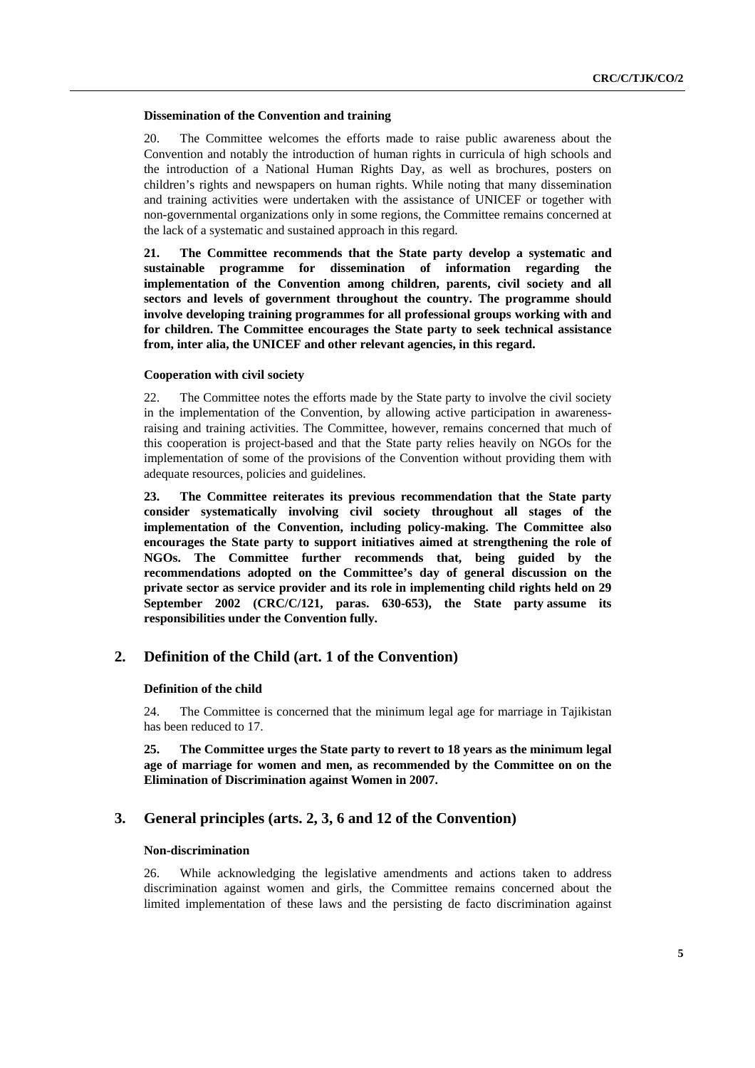#### Dissemination of the Convention and training

20. The Committee welcomes the efforts made to raise public awareness about the Convention and notably the introduction of human rights in curricula of high schools and the introduction of a National Human Rights Day, as well as brochures, posters on children's rights and newspapers on human rights. While noting that many dissemination and training activities were undertaken with the assistance of UNICEF or together with non-governmental organizations only in some regions, the Committee remains concerned at the lack of a systematic and sustained approach in this regard.

**21. The Committee recommends that the State party develop a systematic and sustainable programme for dissemination of information regarding the implementation of the Convention among children, parents, civil society and all sectors and levels of government throughout the country. The programme should involve developing training programmes for all professional groups working with and for children. The Committee encourages the State party to seek technical assistance from, inter alia, the UNICEF and other relevant agencies, in this regard.**

#### Cooperation with civil society

22. The Committee notes the efforts made by the State party to involve the civil society in the implementation of the Convention, by allowing active participation in awareness-raising and training activities. The Committee, however, remains concerned that much of this cooperation is project-based and that the State party relies heavily on NGOs for the implementation of some of the provisions of the Convention without providing them with adequate resources, policies and guidelines.

**23. The Committee reiterates its previous recommendation that the State party consider systematically involving civil society throughout all stages of the implementation of the Convention, including policy-making. The Committee also encourages the State party to support initiatives aimed at strengthening the role of NGOs. The Committee further recommends that, being guided by the recommendations adopted on the Committee's day of general discussion on the private sector as service provider and its role in implementing child rights held on 29 September 2002 (CRC/C/121, paras. 630-653), the State party assume its responsibilities under the Convention fully.**

## 2. Definition of the Child (art. 1 of the Convention)

#### Definition of the child

24. The Committee is concerned that the minimum legal age for marriage in Tajikistan has been reduced to 17.

**25. The Committee urges the State party to revert to 18 years as the minimum legal age of marriage for women and men, as recommended by the Committee on on the Elimination of Discrimination against Women in 2007.**

## 3. General principles (arts. 2, 3, 6 and 12 of the Convention)

#### Non-discrimination

26. While acknowledging the legislative amendments and actions taken to address discrimination against women and girls, the Committee remains concerned about the limited implementation of these laws and the persisting de facto discrimination against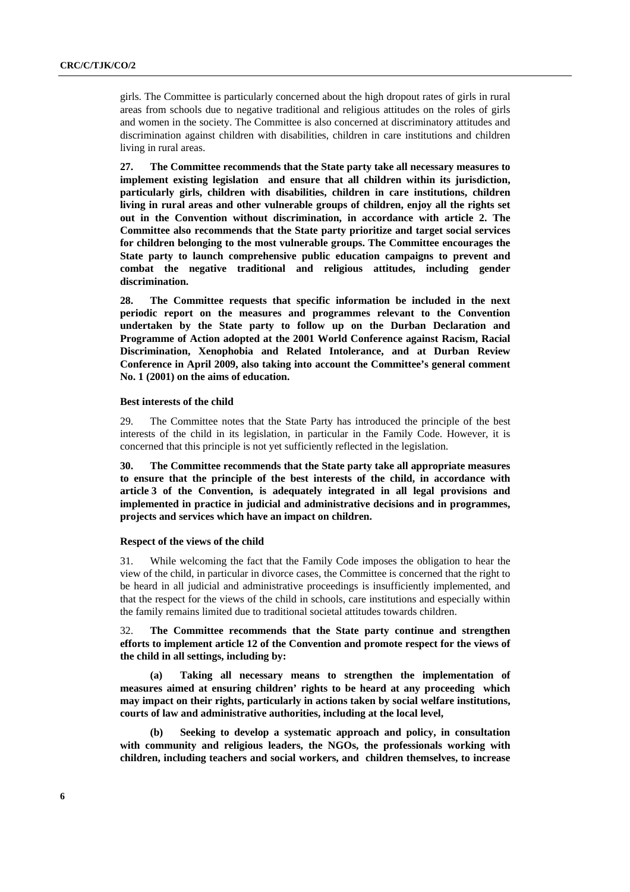girls. The Committee is particularly concerned about the high dropout rates of girls in rural areas from schools due to negative traditional and religious attitudes on the roles of girls and women in the society. The Committee is also concerned at discriminatory attitudes and discrimination against children with disabilities, children in care institutions and children living in rural areas.

**27. The Committee recommends that the State party take all necessary measures to implement existing legislation and ensure that all children within its jurisdiction, particularly girls, children with disabilities, children in care institutions, children living in rural areas and other vulnerable groups of children, enjoy all the rights set out in the Convention without discrimination, in accordance with article 2. The Committee also recommends that the State party prioritize and target social services for children belonging to the most vulnerable groups. The Committee encourages the State party to launch comprehensive public education campaigns to prevent and combat the negative traditional and religious attitudes, including gender discrimination.**

**28. The Committee requests that specific information be included in the next periodic report on the measures and programmes relevant to the Convention undertaken by the State party to follow up on the Durban Declaration and Programme of Action adopted at the 2001 World Conference against Racism, Racial Discrimination, Xenophobia and Related Intolerance, and at Durban Review Conference in April 2009, also taking into account the Committee's general comment No. 1 (2001) on the aims of education.**

**Best interests of the child**

29. The Committee notes that the State Party has introduced the principle of the best interests of the child in its legislation, in particular in the Family Code. However, it is concerned that this principle is not yet sufficiently reflected in the legislation.

**30. The Committee recommends that the State party take all appropriate measures to ensure that the principle of the best interests of the child, in accordance with article 3 of the Convention, is adequately integrated in all legal provisions and implemented in practice in judicial and administrative decisions and in programmes, projects and services which have an impact on children.**

**Respect of the views of the child**

31. While welcoming the fact that the Family Code imposes the obligation to hear the view of the child, in particular in divorce cases, the Committee is concerned that the right to be heard in all judicial and administrative proceedings is insufficiently implemented, and that the respect for the views of the child in schools, care institutions and especially within the family remains limited due to traditional societal attitudes towards children.

32. **The Committee recommends that the State party continue and strengthen efforts to implement article 12 of the Convention and promote respect for the views of the child in all settings, including by:**

**(a) Taking all necessary means to strengthen the implementation of measures aimed at ensuring children' rights to be heard at any proceeding which may impact on their rights, particularly in actions taken by social welfare institutions, courts of law and administrative authorities, including at the local level,**

**(b) Seeking to develop a systematic approach and policy, in consultation with community and religious leaders, the NGOs, the professionals working with children, including teachers and social workers, and children themselves, to increase**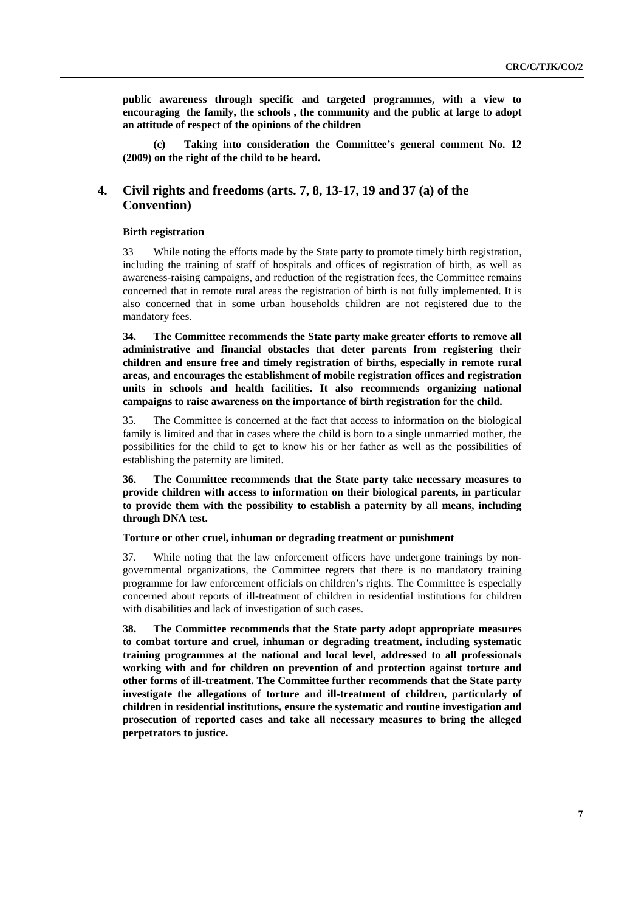**public awareness through specific and targeted programmes, with a view to encouraging the family, the schools , the community and the public at large to adopt an attitude of respect of the opinions of the children**

**(c) Taking into consideration the Committee's general comment No. 12 (2009) on the right of the child to be heard.**

## 4. Civil rights and freedoms (arts. 7, 8, 13-17, 19 and 37 (a) of the Convention)

### Birth registration

33 While noting the efforts made by the State party to promote timely birth registration, including the training of staff of hospitals and offices of registration of birth, as well as awareness-raising campaigns, and reduction of the registration fees, the Committee remains concerned that in remote rural areas the registration of birth is not fully implemented. It is also concerned that in some urban households children are not registered due to the mandatory fees.

**34. The Committee recommends the State party make greater efforts to remove all administrative and financial obstacles that deter parents from registering their children and ensure free and timely registration of births, especially in remote rural areas, and encourages the establishment of mobile registration offices and registration units in schools and health facilities. It also recommends organizing national campaigns to raise awareness on the importance of birth registration for the child.**

35. The Committee is concerned at the fact that access to information on the biological family is limited and that in cases where the child is born to a single unmarried mother, the possibilities for the child to get to know his or her father as well as the possibilities of establishing the paternity are limited.

**36. The Committee recommends that the State party take necessary measures to provide children with access to information on their biological parents, in particular to provide them with the possibility to establish a paternity by all means, including through DNA test.**

### Torture or other cruel, inhuman or degrading treatment or punishment

37. While noting that the law enforcement officers have undergone trainings by non-governmental organizations, the Committee regrets that there is no mandatory training programme for law enforcement officials on children's rights. The Committee is especially concerned about reports of ill-treatment of children in residential institutions for children with disabilities and lack of investigation of such cases.

**38. The Committee recommends that the State party adopt appropriate measures to combat torture and cruel, inhuman or degrading treatment, including systematic training programmes at the national and local level, addressed to all professionals working with and for children on prevention of and protection against torture and other forms of ill-treatment. The Committee further recommends that the State party investigate the allegations of torture and ill-treatment of children, particularly of children in residential institutions, ensure the systematic and routine investigation and prosecution of reported cases and take all necessary measures to bring the alleged perpetrators to justice.**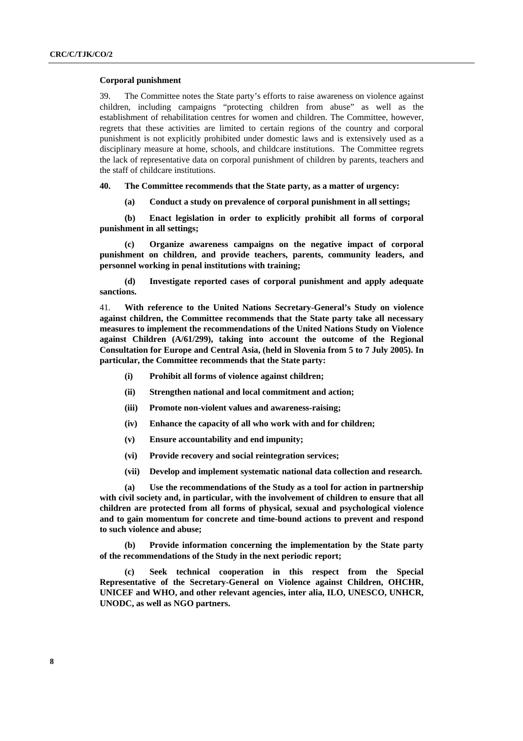**Corporal punishment**

39. The Committee notes the State party's efforts to raise awareness on violence against children, including campaigns "protecting children from abuse" as well as the establishment of rehabilitation centres for women and children. The Committee, however, regrets that these activities are limited to certain regions of the country and corporal punishment is not explicitly prohibited under domestic laws and is extensively used as a disciplinary measure at home, schools, and childcare institutions. The Committee regrets the lack of representative data on corporal punishment of children by parents, teachers and the staff of childcare institutions.

**40. The Committee recommends that the State party, as a matter of urgency:**

**(a) Conduct a study on prevalence of corporal punishment in all settings;**

**(b) Enact legislation in order to explicitly prohibit all forms of corporal punishment in all settings;**

**(c) Organize awareness campaigns on the negative impact of corporal punishment on children, and provide teachers, parents, community leaders, and personnel working in penal institutions with training;**

**(d) Investigate reported cases of corporal punishment and apply adequate sanctions.**

41. **With reference to the United Nations Secretary-General's Study on violence against children, the Committee recommends that the State party take all necessary measures to implement the recommendations of the United Nations Study on Violence against Children (A/61/299), taking into account the outcome of the Regional Consultation for Europe and Central Asia, (held in Slovenia from 5 to 7 July 2005). In particular, the Committee recommends that the State party:**

**(i) Prohibit all forms of violence against children;**

**(ii) Strengthen national and local commitment and action;**

**(iii) Promote non-violent values and awareness-raising;**

**(iv) Enhance the capacity of all who work with and for children;**

**(v) Ensure accountability and end impunity;**

**(vi) Provide recovery and social reintegration services;**

**(vii) Develop and implement systematic national data collection and research.**

**(a) Use the recommendations of the Study as a tool for action in partnership with civil society and, in particular, with the involvement of children to ensure that all children are protected from all forms of physical, sexual and psychological violence and to gain momentum for concrete and time-bound actions to prevent and respond to such violence and abuse;**

**(b) Provide information concerning the implementation by the State party of the recommendations of the Study in the next periodic report;**

**(c) Seek technical cooperation in this respect from the Special Representative of the Secretary-General on Violence against Children, OHCHR, UNICEF and WHO, and other relevant agencies, inter alia, ILO, UNESCO, UNHCR, UNODC, as well as NGO partners.**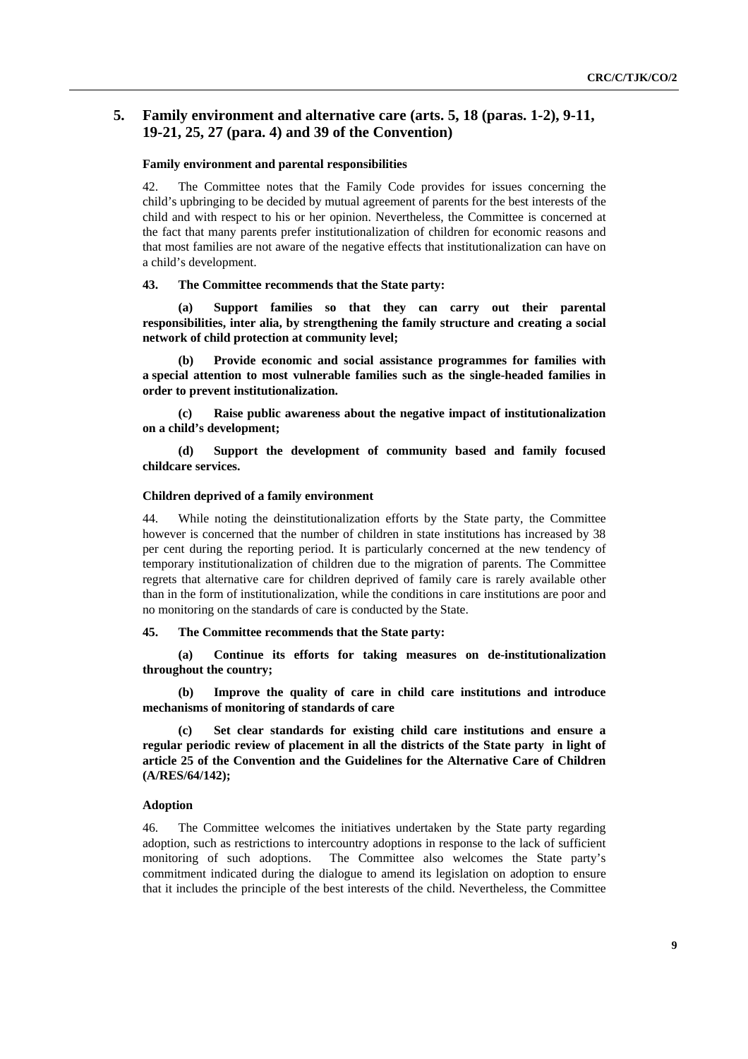## 5. Family environment and alternative care (arts. 5, 18 (paras. 1-2), 9-11, 19-21, 25, 27 (para. 4) and 39 of the Convention)

### Family environment and parental responsibilities

42. The Committee notes that the Family Code provides for issues concerning the child's upbringing to be decided by mutual agreement of parents for the best interests of the child and with respect to his or her opinion. Nevertheless, the Committee is concerned at the fact that many parents prefer institutionalization of children for economic reasons and that most families are not aware of the negative effects that institutionalization can have on a child's development.

**43. The Committee recommends that the State party:**

**(a) Support families so that they can carry out their parental responsibilities, inter alia, by strengthening the family structure and creating a social network of child protection at community level;**

**(b) Provide economic and social assistance programmes for families with a special attention to most vulnerable families such as the single-headed families in order to prevent institutionalization.**

**(c) Raise public awareness about the negative impact of institutionalization on a child's development;**

**(d) Support the development of community based and family focused childcare services.**

### Children deprived of a family environment

44. While noting the deinstitutionalization efforts by the State party, the Committee however is concerned that the number of children in state institutions has increased by 38 per cent during the reporting period. It is particularly concerned at the new tendency of temporary institutionalization of children due to the migration of parents. The Committee regrets that alternative care for children deprived of family care is rarely available other than in the form of institutionalization, while the conditions in care institutions are poor and no monitoring on the standards of care is conducted by the State.

**45. The Committee recommends that the State party:**

**(a) Continue its efforts for taking measures on de-institutionalization throughout the country;**

**(b) Improve the quality of care in child care institutions and introduce mechanisms of monitoring of standards of care**

**(c) Set clear standards for existing child care institutions and ensure a regular periodic review of placement in all the districts of the State party in light of article 25 of the Convention and the Guidelines for the Alternative Care of Children (A/RES/64/142);**

### Adoption

46. The Committee welcomes the initiatives undertaken by the State party regarding adoption, such as restrictions to intercountry adoptions in response to the lack of sufficient monitoring of such adoptions. The Committee also welcomes the State party's commitment indicated during the dialogue to amend its legislation on adoption to ensure that it includes the principle of the best interests of the child. Nevertheless, the Committee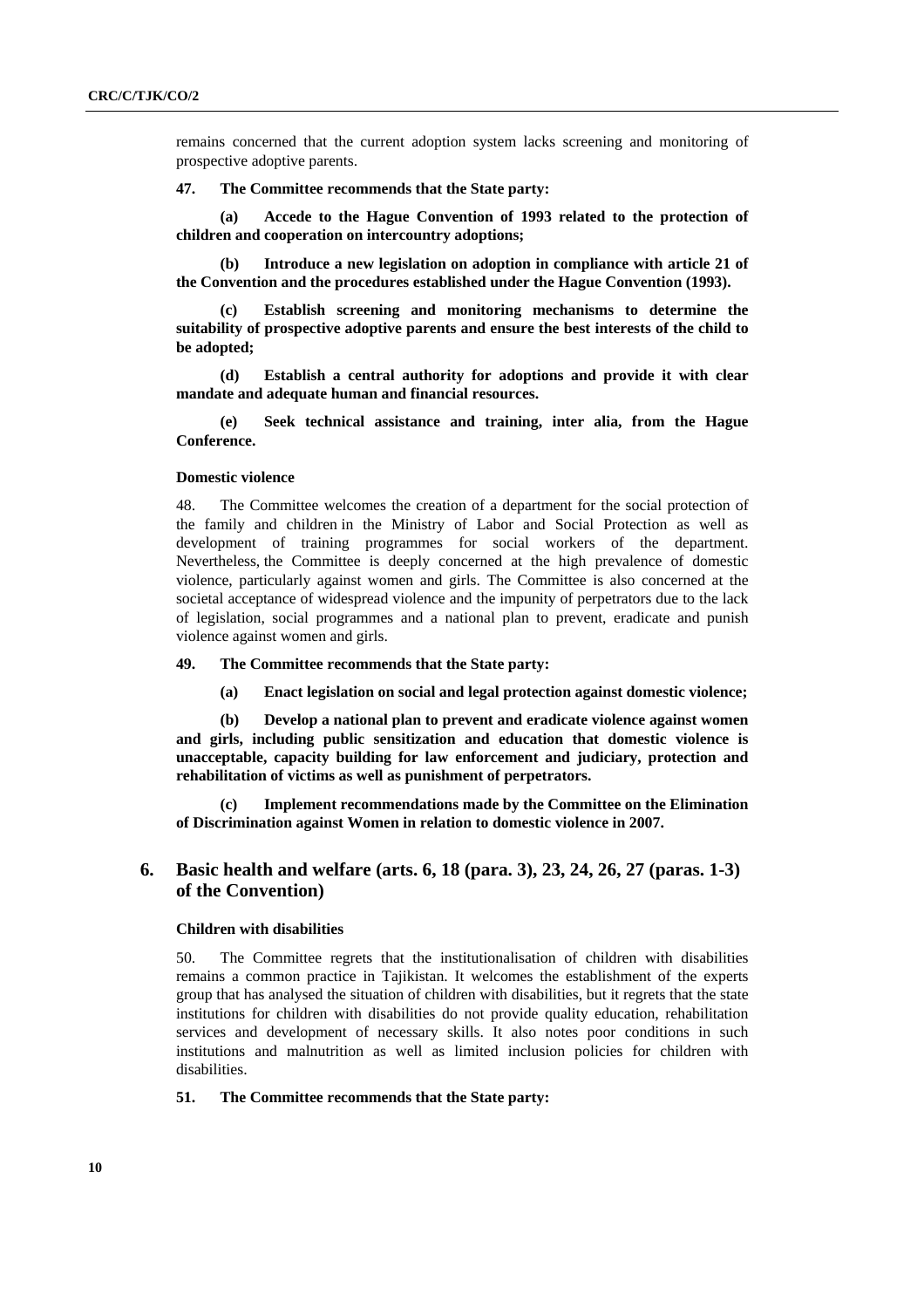remains concerned that the current adoption system lacks screening and monitoring of prospective adoptive parents.

**47. The Committee recommends that the State party:**

**(a) Accede to the Hague Convention of 1993 related to the protection of children and cooperation on intercountry adoptions;**

**(b) Introduce a new legislation on adoption in compliance with article 21 of the Convention and the procedures established under the Hague Convention (1993).**

**(c) Establish screening and monitoring mechanisms to determine the suitability of prospective adoptive parents and ensure the best interests of the child to be adopted;**

**(d) Establish a central authority for adoptions and provide it with clear mandate and adequate human and financial resources.**

**(e) Seek technical assistance and training, inter alia, from the Hague Conference.**

#### Domestic violence

48. The Committee welcomes the creation of a department for the social protection of the family and children in the Ministry of Labor and Social Protection as well as development of training programmes for social workers of the department. Nevertheless, the Committee is deeply concerned at the high prevalence of domestic violence, particularly against women and girls. The Committee is also concerned at the societal acceptance of widespread violence and the impunity of perpetrators due to the lack of legislation, social programmes and a national plan to prevent, eradicate and punish violence against women and girls.

**49. The Committee recommends that the State party:**

**(a) Enact legislation on social and legal protection against domestic violence;**

**(b) Develop a national plan to prevent and eradicate violence against women and girls, including public sensitization and education that domestic violence is unacceptable, capacity building for law enforcement and judiciary, protection and rehabilitation of victims as well as punishment of perpetrators.**

**(c) Implement recommendations made by the Committee on the Elimination of Discrimination against Women in relation to domestic violence in 2007.**

### 6. Basic health and welfare (arts. 6, 18 (para. 3), 23, 24, 26, 27 (paras. 1-3) of the Convention)

#### Children with disabilities

50. The Committee regrets that the institutionalisation of children with disabilities remains a common practice in Tajikistan. It welcomes the establishment of the experts group that has analysed the situation of children with disabilities, but it regrets that the state institutions for children with disabilities do not provide quality education, rehabilitation services and development of necessary skills. It also notes poor conditions in such institutions and malnutrition as well as limited inclusion policies for children with disabilities.

**51. The Committee recommends that the State party:**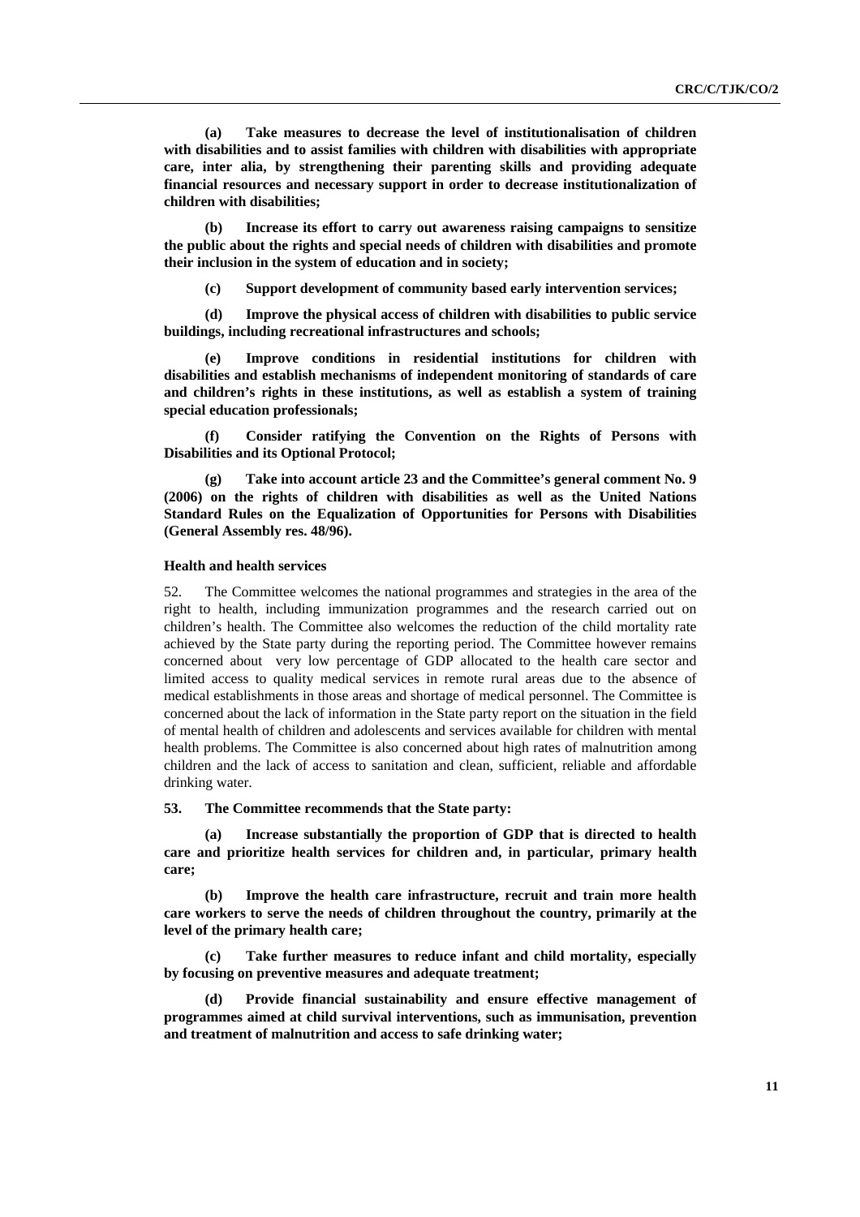**(a) Take measures to decrease the level of institutionalisation of children with disabilities and to assist families with children with disabilities with appropriate care, inter alia, by strengthening their parenting skills and providing adequate financial resources and necessary support in order to decrease institutionalization of children with disabilities;**

**(b) Increase its effort to carry out awareness raising campaigns to sensitize the public about the rights and special needs of children with disabilities and promote their inclusion in the system of education and in society;**

**(c) Support development of community based early intervention services;**

**(d) Improve the physical access of children with disabilities to public service buildings, including recreational infrastructures and schools;**

**(e) Improve conditions in residential institutions for children with disabilities and establish mechanisms of independent monitoring of standards of care and children's rights in these institutions, as well as establish a system of training special education professionals;**

**(f) Consider ratifying the Convention on the Rights of Persons with Disabilities and its Optional Protocol;**

**(g) Take into account article 23 and the Committee's general comment No. 9 (2006) on the rights of children with disabilities as well as the United Nations Standard Rules on the Equalization of Opportunities for Persons with Disabilities (General Assembly res. 48/96).**

### Health and health services

52. The Committee welcomes the national programmes and strategies in the area of the right to health, including immunization programmes and the research carried out on children's health. The Committee also welcomes the reduction of the child mortality rate achieved by the State party during the reporting period. The Committee however remains concerned about very low percentage of GDP allocated to the health care sector and limited access to quality medical services in remote rural areas due to the absence of medical establishments in those areas and shortage of medical personnel. The Committee is concerned about the lack of information in the State party report on the situation in the field of mental health of children and adolescents and services available for children with mental health problems. The Committee is also concerned about high rates of malnutrition among children and the lack of access to sanitation and clean, sufficient, reliable and affordable drinking water.

**53. The Committee recommends that the State party:**

**(a) Increase substantially the proportion of GDP that is directed to health care and prioritize health services for children and, in particular, primary health care;**

**(b) Improve the health care infrastructure, recruit and train more health care workers to serve the needs of children throughout the country, primarily at the level of the primary health care;**

**(c) Take further measures to reduce infant and child mortality, especially by focusing on preventive measures and adequate treatment;**

**(d) Provide financial sustainability and ensure effective management of programmes aimed at child survival interventions, such as immunisation, prevention and treatment of malnutrition and access to safe drinking water;**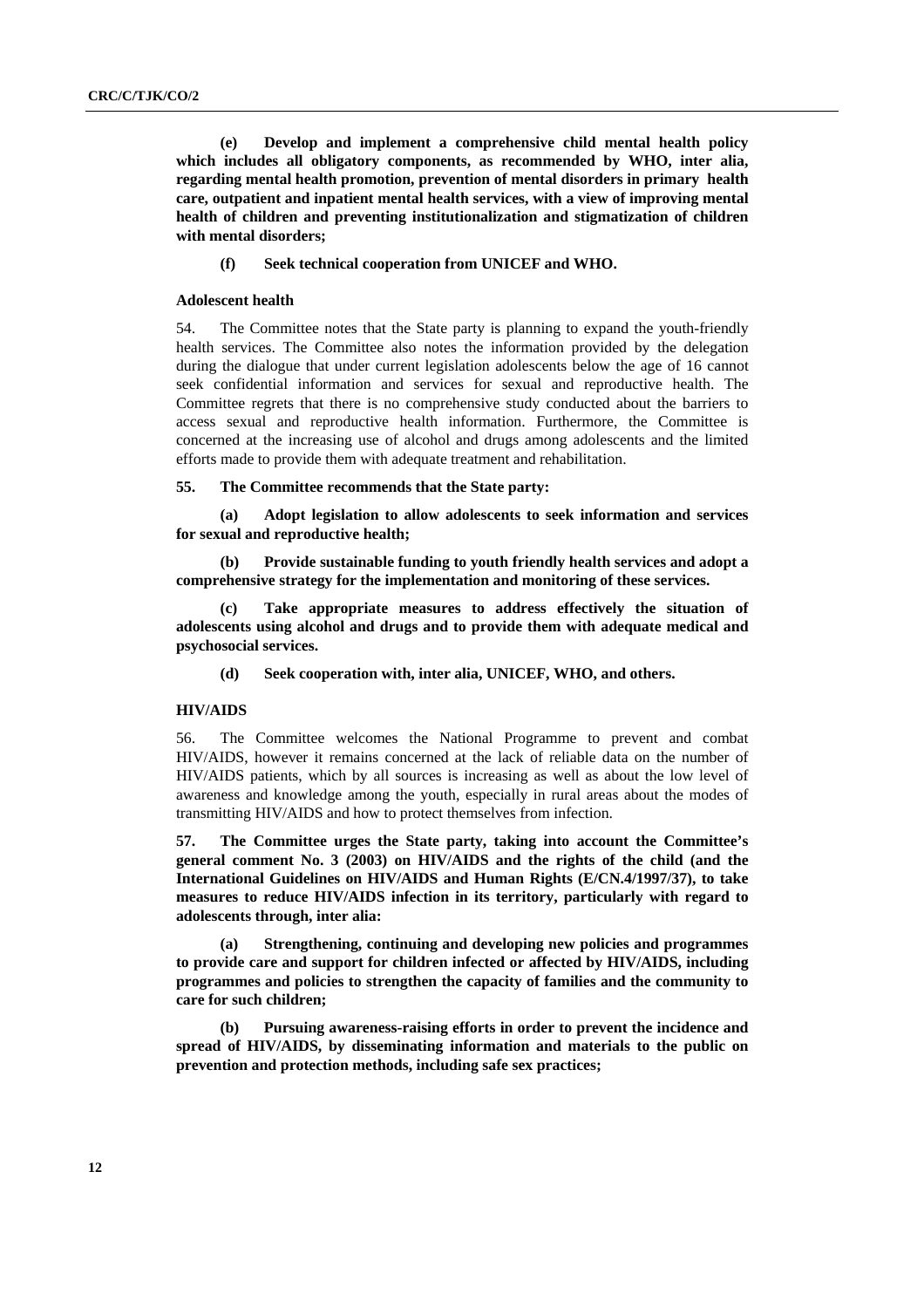**(e) Develop and implement a comprehensive child mental health policy which includes all obligatory components, as recommended by WHO, inter alia, regarding mental health promotion, prevention of mental disorders in primary health care, outpatient and inpatient mental health services, with a view of improving mental health of children and preventing institutionalization and stigmatization of children with mental disorders;**

**(f) Seek technical cooperation from UNICEF and WHO.**

### Adolescent health

54. The Committee notes that the State party is planning to expand the youth-friendly health services. The Committee also notes the information provided by the delegation during the dialogue that under current legislation adolescents below the age of 16 cannot seek confidential information and services for sexual and reproductive health. The Committee regrets that there is no comprehensive study conducted about the barriers to access sexual and reproductive health information. Furthermore, the Committee is concerned at the increasing use of alcohol and drugs among adolescents and the limited efforts made to provide them with adequate treatment and rehabilitation.

**55. The Committee recommends that the State party:**

**(a) Adopt legislation to allow adolescents to seek information and services for sexual and reproductive health;**

**(b) Provide sustainable funding to youth friendly health services and adopt a comprehensive strategy for the implementation and monitoring of these services.**

**(c) Take appropriate measures to address effectively the situation of adolescents using alcohol and drugs and to provide them with adequate medical and psychosocial services.**

**(d) Seek cooperation with, inter alia, UNICEF, WHO, and others.**

### HIV/AIDS

56. The Committee welcomes the National Programme to prevent and combat HIV/AIDS, however it remains concerned at the lack of reliable data on the number of HIV/AIDS patients, which by all sources is increasing as well as about the low level of awareness and knowledge among the youth, especially in rural areas about the modes of transmitting HIV/AIDS and how to protect themselves from infection.

**57. The Committee urges the State party, taking into account the Committee's general comment No. 3 (2003) on HIV/AIDS and the rights of the child (and the International Guidelines on HIV/AIDS and Human Rights (E/CN.4/1997/37), to take measures to reduce HIV/AIDS infection in its territory, particularly with regard to adolescents through, inter alia:**

**(a) Strengthening, continuing and developing new policies and programmes to provide care and support for children infected or affected by HIV/AIDS, including programmes and policies to strengthen the capacity of families and the community to care for such children;**

**(b) Pursuing awareness-raising efforts in order to prevent the incidence and spread of HIV/AIDS, by disseminating information and materials to the public on prevention and protection methods, including safe sex practices;**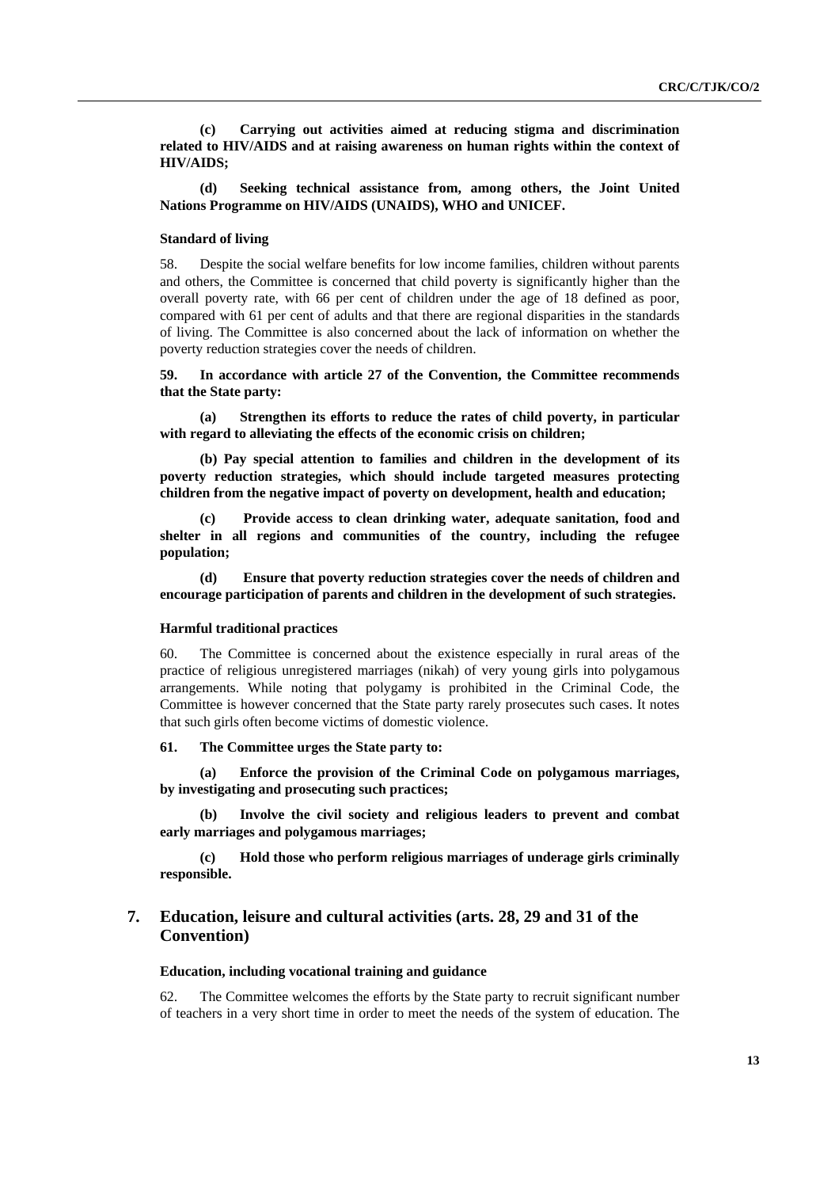**(c) Carrying out activities aimed at reducing stigma and discrimination related to HIV/AIDS and at raising awareness on human rights within the context of HIV/AIDS;**

**(d) Seeking technical assistance from, among others, the Joint United Nations Programme on HIV/AIDS (UNAIDS), WHO and UNICEF.**

#### Standard of living

58. Despite the social welfare benefits for low income families, children without parents and others, the Committee is concerned that child poverty is significantly higher than the overall poverty rate, with 66 per cent of children under the age of 18 defined as poor, compared with 61 per cent of adults and that there are regional disparities in the standards of living. The Committee is also concerned about the lack of information on whether the poverty reduction strategies cover the needs of children.

**59. In accordance with article 27 of the Convention, the Committee recommends that the State party:**

**(a) Strengthen its efforts to reduce the rates of child poverty, in particular with regard to alleviating the effects of the economic crisis on children;**

**(b) Pay special attention to families and children in the development of its poverty reduction strategies, which should include targeted measures protecting children from the negative impact of poverty on development, health and education;**

**(c) Provide access to clean drinking water, adequate sanitation, food and shelter in all regions and communities of the country, including the refugee population;**

**(d) Ensure that poverty reduction strategies cover the needs of children and encourage participation of parents and children in the development of such strategies.**

#### Harmful traditional practices

60. The Committee is concerned about the existence especially in rural areas of the practice of religious unregistered marriages (nikah) of very young girls into polygamous arrangements. While noting that polygamy is prohibited in the Criminal Code, the Committee is however concerned that the State party rarely prosecutes such cases. It notes that such girls often become victims of domestic violence.

**61. The Committee urges the State party to:**

**(a) Enforce the provision of the Criminal Code on polygamous marriages, by investigating and prosecuting such practices;**

**(b) Involve the civil society and religious leaders to prevent and combat early marriages and polygamous marriages;**

**(c) Hold those who perform religious marriages of underage girls criminally responsible.**

## 7. Education, leisure and cultural activities (arts. 28, 29 and 31 of the Convention)

#### Education, including vocational training and guidance

62. The Committee welcomes the efforts by the State party to recruit significant number of teachers in a very short time in order to meet the needs of the system of education. The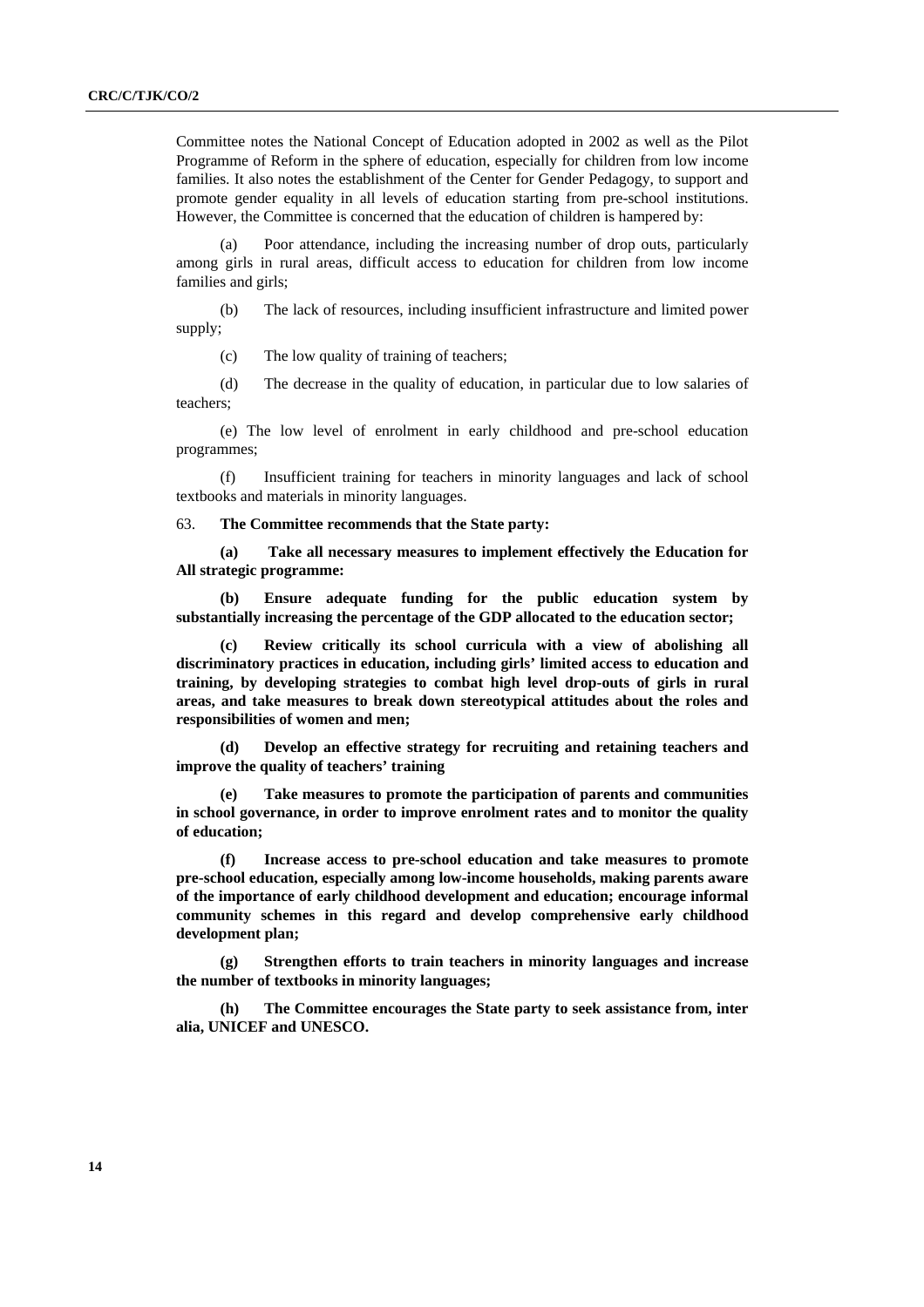Committee notes the National Concept of Education adopted in 2002 as well as the Pilot Programme of Reform in the sphere of education, especially for children from low income families. It also notes the establishment of the Center for Gender Pedagogy, to support and promote gender equality in all levels of education starting from pre-school institutions. However, the Committee is concerned that the education of children is hampered by:

(a) Poor attendance, including the increasing number of drop outs, particularly among girls in rural areas, difficult access to education for children from low income families and girls;

(b) The lack of resources, including insufficient infrastructure and limited power supply;

(c) The low quality of training of teachers;

(d) The decrease in the quality of education, in particular due to low salaries of teachers;

(e) The low level of enrolment in early childhood and pre-school education programmes;

(f) Insufficient training for teachers in minority languages and lack of school textbooks and materials in minority languages.

63. **The Committee recommends that the State party:**

**(a) Take all necessary measures to implement effectively the Education for All strategic programme:**

**(b) Ensure adequate funding for the public education system by substantially increasing the percentage of the GDP allocated to the education sector;**

**(c) Review critically its school curricula with a view of abolishing all discriminatory practices in education, including girls' limited access to education and training, by developing strategies to combat high level drop-outs of girls in rural areas, and take measures to break down stereotypical attitudes about the roles and responsibilities of women and men;**

**(d) Develop an effective strategy for recruiting and retaining teachers and improve the quality of teachers' training**

**(e) Take measures to promote the participation of parents and communities in school governance, in order to improve enrolment rates and to monitor the quality of education;**

**(f) Increase access to pre-school education and take measures to promote pre-school education, especially among low-income households, making parents aware of the importance of early childhood development and education; encourage informal community schemes in this regard and develop comprehensive early childhood development plan;**

**(g) Strengthen efforts to train teachers in minority languages and increase the number of textbooks in minority languages;**

**(h) The Committee encourages the State party to seek assistance from, inter alia, UNICEF and UNESCO.**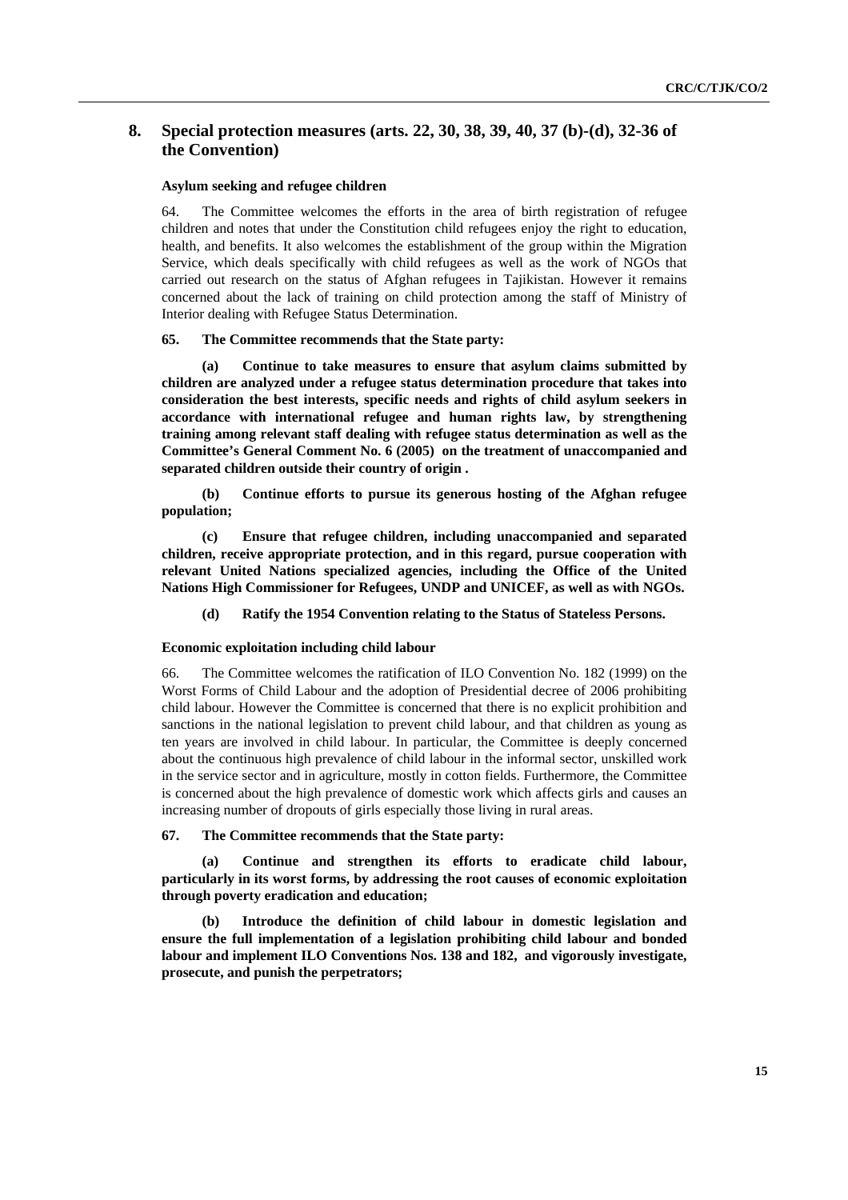## 8. Special protection measures (arts. 22, 30, 38, 39, 40, 37 (b)-(d), 32-36 of the Convention)

### Asylum seeking and refugee children

64. The Committee welcomes the efforts in the area of birth registration of refugee children and notes that under the Constitution child refugees enjoy the right to education, health, and benefits. It also welcomes the establishment of the group within the Migration Service, which deals specifically with child refugees as well as the work of NGOs that carried out research on the status of Afghan refugees in Tajikistan. However it remains concerned about the lack of training on child protection among the staff of Ministry of Interior dealing with Refugee Status Determination.

**65. The Committee recommends that the State party:**

**(a) Continue to take measures to ensure that asylum claims submitted by children are analyzed under a refugee status determination procedure that takes into consideration the best interests, specific needs and rights of child asylum seekers in accordance with international refugee and human rights law, by strengthening training among relevant staff dealing with refugee status determination as well as the Committee's General Comment No. 6 (2005) on the treatment of unaccompanied and separated children outside their country of origin .**

**(b) Continue efforts to pursue its generous hosting of the Afghan refugee population;**

**(c) Ensure that refugee children, including unaccompanied and separated children, receive appropriate protection, and in this regard, pursue cooperation with relevant United Nations specialized agencies, including the Office of the United Nations High Commissioner for Refugees, UNDP and UNICEF, as well as with NGOs.**

**(d) Ratify the 1954 Convention relating to the Status of Stateless Persons.**

### Economic exploitation including child labour

66. The Committee welcomes the ratification of ILO Convention No. 182 (1999) on the Worst Forms of Child Labour and the adoption of Presidential decree of 2006 prohibiting child labour. However the Committee is concerned that there is no explicit prohibition and sanctions in the national legislation to prevent child labour, and that children as young as ten years are involved in child labour. In particular, the Committee is deeply concerned about the continuous high prevalence of child labour in the informal sector, unskilled work in the service sector and in agriculture, mostly in cotton fields. Furthermore, the Committee is concerned about the high prevalence of domestic work which affects girls and causes an increasing number of dropouts of girls especially those living in rural areas.

**67. The Committee recommends that the State party:**

**(a) Continue and strengthen its efforts to eradicate child labour, particularly in its worst forms, by addressing the root causes of economic exploitation through poverty eradication and education;**

**(b) Introduce the definition of child labour in domestic legislation and ensure the full implementation of a legislation prohibiting child labour and bonded labour and implement ILO Conventions Nos. 138 and 182, and vigorously investigate, prosecute, and punish the perpetrators;**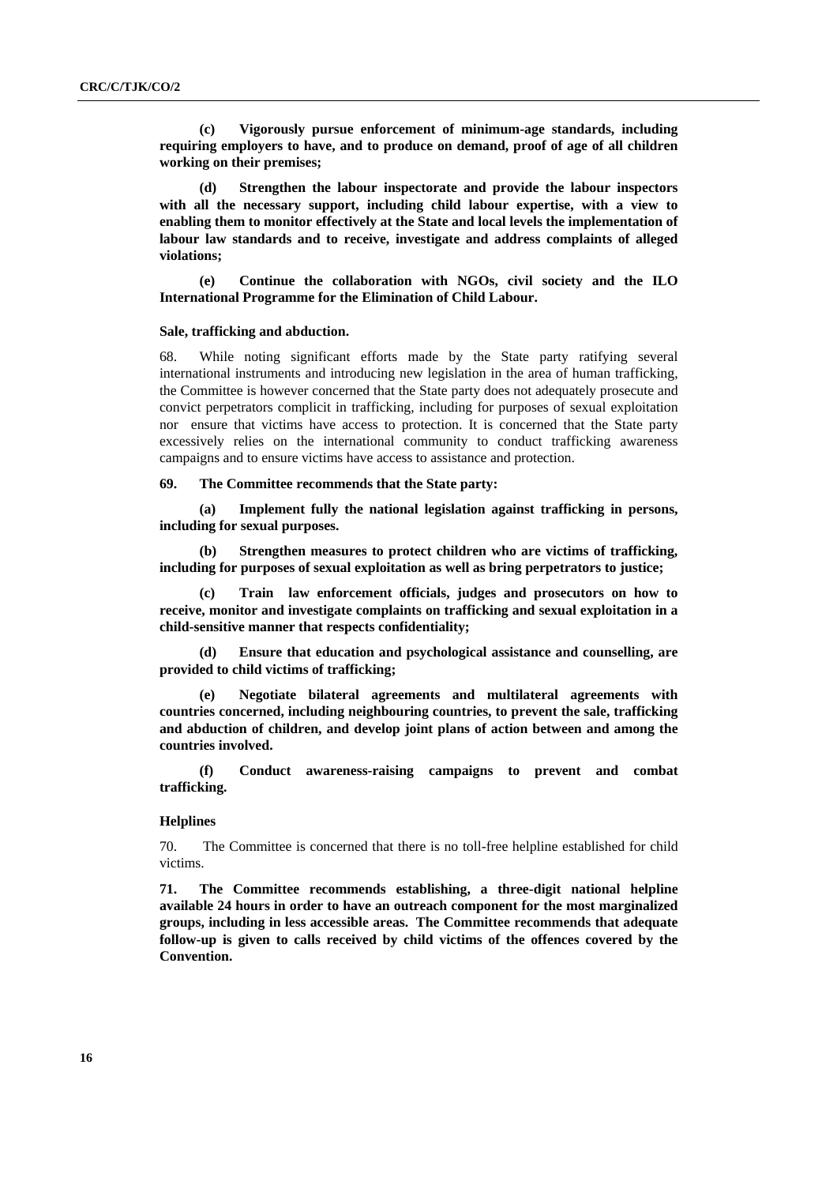**(c) Vigorously pursue enforcement of minimum-age standards, including requiring employers to have, and to produce on demand, proof of age of all children working on their premises;**

**(d) Strengthen the labour inspectorate and provide the labour inspectors with all the necessary support, including child labour expertise, with a view to enabling them to monitor effectively at the State and local levels the implementation of labour law standards and to receive, investigate and address complaints of alleged violations;**

**(e) Continue the collaboration with NGOs, civil society and the ILO International Programme for the Elimination of Child Labour.**

#### Sale, trafficking and abduction.

68. While noting significant efforts made by the State party ratifying several international instruments and introducing new legislation in the area of human trafficking, the Committee is however concerned that the State party does not adequately prosecute and convict perpetrators complicit in trafficking, including for purposes of sexual exploitation nor ensure that victims have access to protection. It is concerned that the State party excessively relies on the international community to conduct trafficking awareness campaigns and to ensure victims have access to assistance and protection.

**69. The Committee recommends that the State party:**

**(a) Implement fully the national legislation against trafficking in persons, including for sexual purposes.**

**(b) Strengthen measures to protect children who are victims of trafficking, including for purposes of sexual exploitation as well as bring perpetrators to justice;**

**(c) Train law enforcement officials, judges and prosecutors on how to receive, monitor and investigate complaints on trafficking and sexual exploitation in a child-sensitive manner that respects confidentiality;**

**(d) Ensure that education and psychological assistance and counselling, are provided to child victims of trafficking;**

**(e) Negotiate bilateral agreements and multilateral agreements with countries concerned, including neighbouring countries, to prevent the sale, trafficking and abduction of children, and develop joint plans of action between and among the countries involved.**

**(f) Conduct awareness-raising campaigns to prevent and combat trafficking.**

#### Helplines

70. The Committee is concerned that there is no toll-free helpline established for child victims.

**71. The Committee recommends establishing, a three-digit national helpline available 24 hours in order to have an outreach component for the most marginalized groups, including in less accessible areas. The Committee recommends that adequate follow-up is given to calls received by child victims of the offences covered by the Convention.**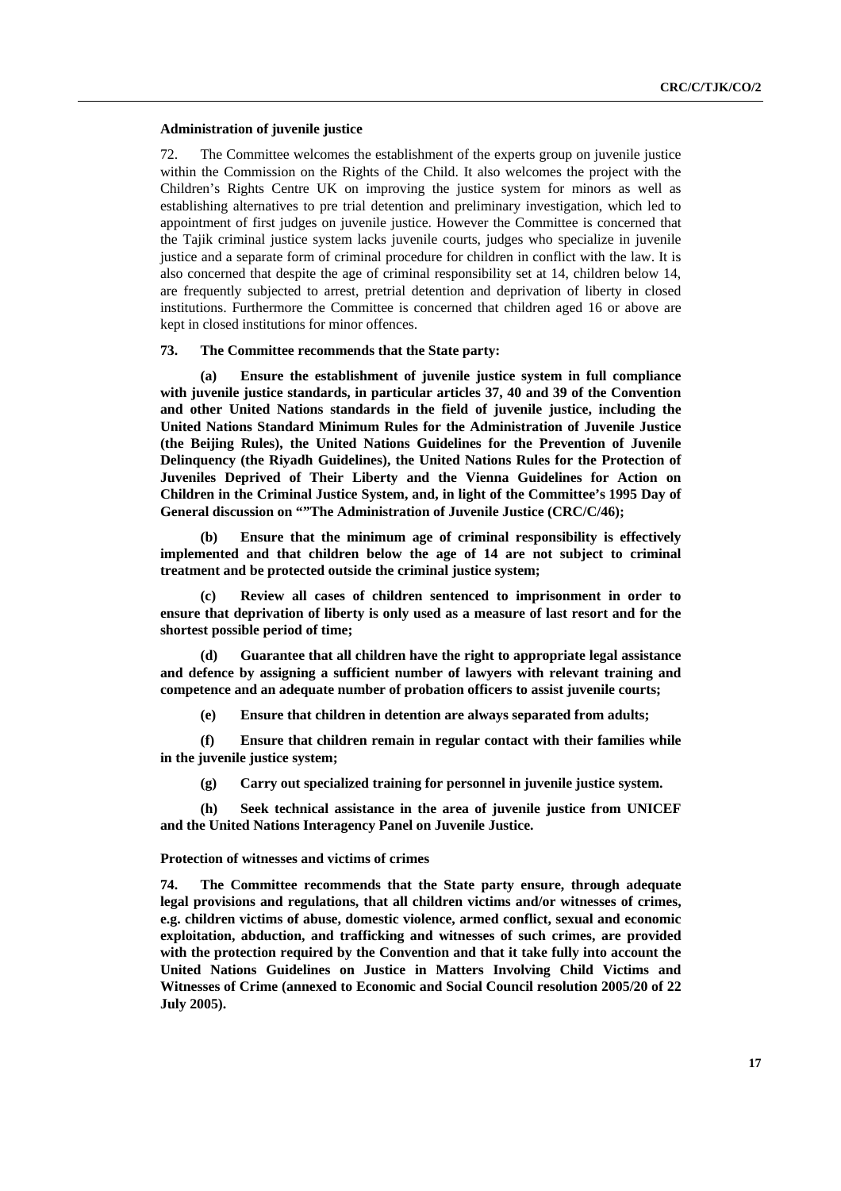**Administration of juvenile justice**

72. The Committee welcomes the establishment of the experts group on juvenile justice within the Commission on the Rights of the Child. It also welcomes the project with the Children's Rights Centre UK on improving the justice system for minors as well as establishing alternatives to pre trial detention and preliminary investigation, which led to appointment of first judges on juvenile justice. However the Committee is concerned that the Tajik criminal justice system lacks juvenile courts, judges who specialize in juvenile justice and a separate form of criminal procedure for children in conflict with the law. It is also concerned that despite the age of criminal responsibility set at 14, children below 14, are frequently subjected to arrest, pretrial detention and deprivation of liberty in closed institutions. Furthermore the Committee is concerned that children aged 16 or above are kept in closed institutions for minor offences.

**73. The Committee recommends that the State party:**

**(a) Ensure the establishment of juvenile justice system in full compliance with juvenile justice standards, in particular articles 37, 40 and 39 of the Convention and other United Nations standards in the field of juvenile justice, including the United Nations Standard Minimum Rules for the Administration of Juvenile Justice (the Beijing Rules), the United Nations Guidelines for the Prevention of Juvenile Delinquency (the Riyadh Guidelines), the United Nations Rules for the Protection of Juveniles Deprived of Their Liberty and the Vienna Guidelines for Action on Children in the Criminal Justice System, and, in light of the Committee's 1995 Day of General discussion on ""The Administration of Juvenile Justice (CRC/C/46);**

**(b) Ensure that the minimum age of criminal responsibility is effectively implemented and that children below the age of 14 are not subject to criminal treatment and be protected outside the criminal justice system;**

**(c) Review all cases of children sentenced to imprisonment in order to ensure that deprivation of liberty is only used as a measure of last resort and for the shortest possible period of time;**

**(d) Guarantee that all children have the right to appropriate legal assistance and defence by assigning a sufficient number of lawyers with relevant training and competence and an adequate number of probation officers to assist juvenile courts;**

**(e) Ensure that children in detention are always separated from adults;**

**(f) Ensure that children remain in regular contact with their families while in the juvenile justice system;**

**(g) Carry out specialized training for personnel in juvenile justice system.**

**(h) Seek technical assistance in the area of juvenile justice from UNICEF and the United Nations Interagency Panel on Juvenile Justice.**

**Protection of witnesses and victims of crimes**

**74. The Committee recommends that the State party ensure, through adequate legal provisions and regulations, that all children victims and/or witnesses of crimes, e.g. children victims of abuse, domestic violence, armed conflict, sexual and economic exploitation, abduction, and trafficking and witnesses of such crimes, are provided with the protection required by the Convention and that it take fully into account the United Nations Guidelines on Justice in Matters Involving Child Victims and Witnesses of Crime (annexed to Economic and Social Council resolution 2005/20 of 22 July 2005).**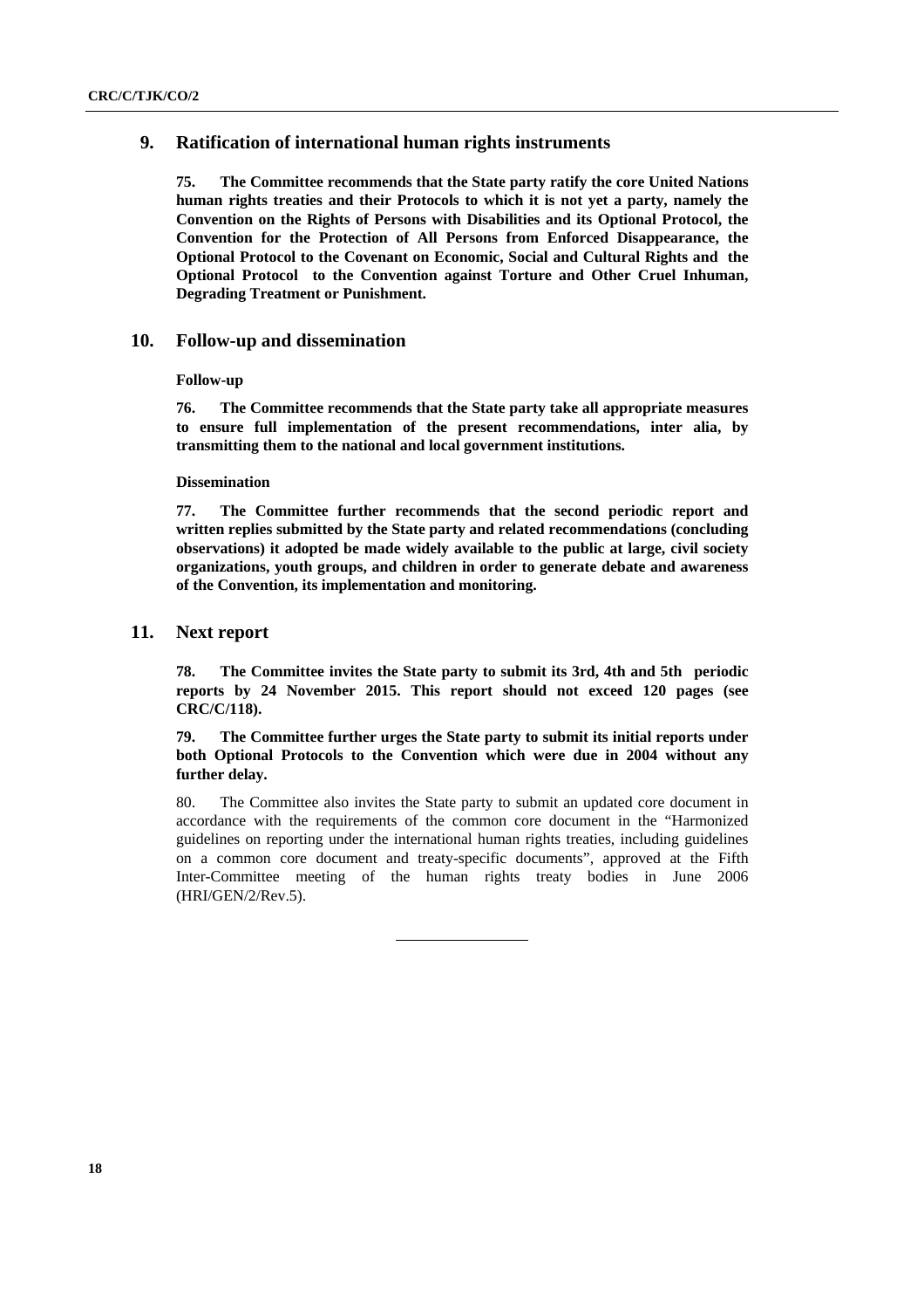## 9. Ratification of international human rights instruments

**75. The Committee recommends that the State party ratify the core United Nations human rights treaties and their Protocols to which it is not yet a party, namely the Convention on the Rights of Persons with Disabilities and its Optional Protocol, the Convention for the Protection of All Persons from Enforced Disappearance, the Optional Protocol to the Covenant on Economic, Social and Cultural Rights and the Optional Protocol to the Convention against Torture and Other Cruel Inhuman, Degrading Treatment or Punishment.**

## 10. Follow-up and dissemination

**Follow-up**

**76. The Committee recommends that the State party take all appropriate measures to ensure full implementation of the present recommendations, inter alia, by transmitting them to the national and local government institutions.**

**Dissemination**

**77. The Committee further recommends that the second periodic report and written replies submitted by the State party and related recommendations (concluding observations) it adopted be made widely available to the public at large, civil society organizations, youth groups, and children in order to generate debate and awareness of the Convention, its implementation and monitoring.**

## 11. Next report

**78. The Committee invites the State party to submit its 3rd, 4th and 5th periodic reports by 24 November 2015. This report should not exceed 120 pages (see CRC/C/118).**

**79. The Committee further urges the State party to submit its initial reports under both Optional Protocols to the Convention which were due in 2004 without any further delay.**

80. The Committee also invites the State party to submit an updated core document in accordance with the requirements of the common core document in the "Harmonized guidelines on reporting under the international human rights treaties, including guidelines on a common core document and treaty-specific documents", approved at the Fifth Inter-Committee meeting of the human rights treaty bodies in June 2006 (HRI/GEN/2/Rev.5).